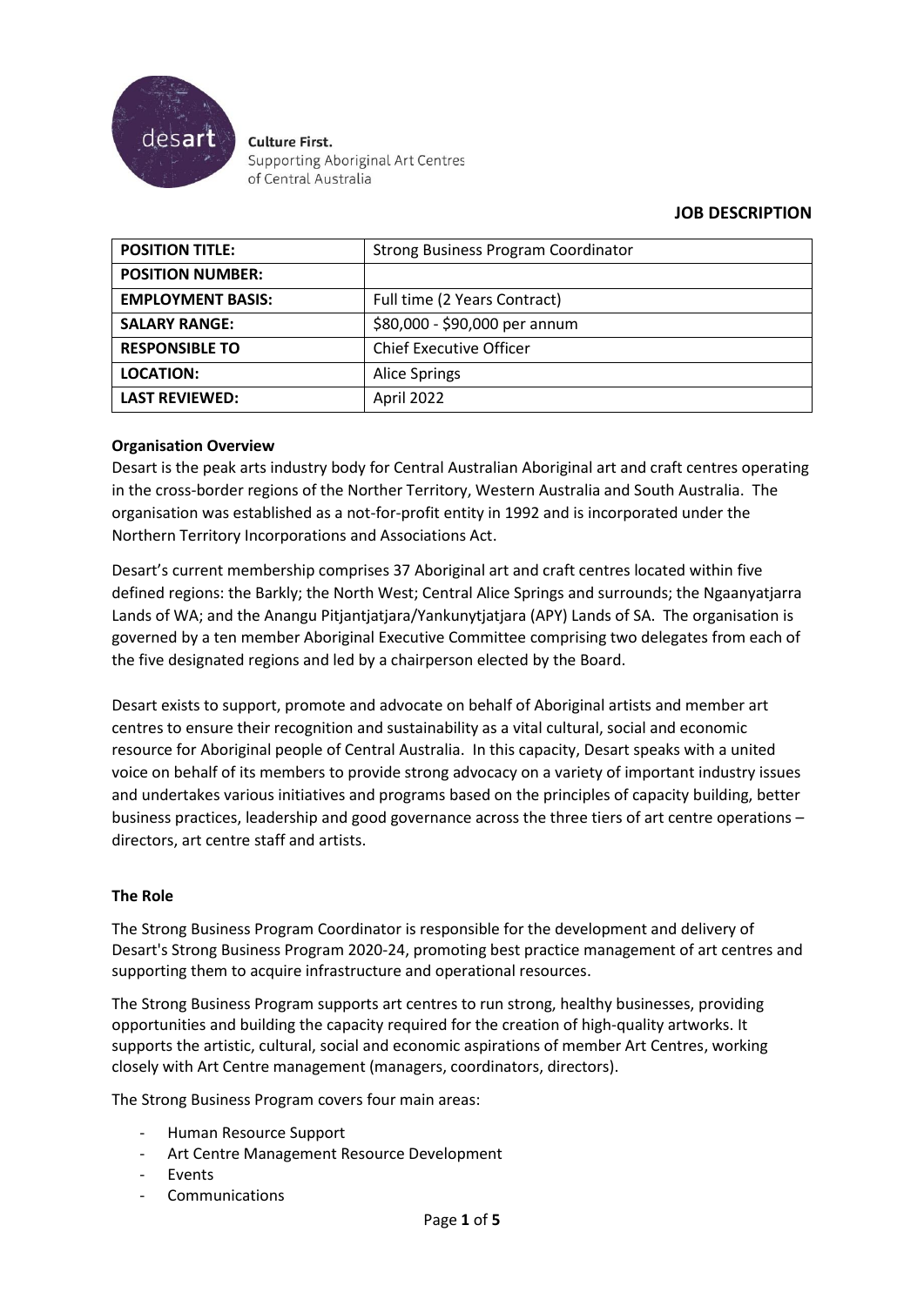desart

**Culture First.**
Supporting Aboriginal Art Centres of Central Australia

## JOB DESCRIPTION

| **POSITION TITLE:** | Strong Business Program Coordinator |
|---|---|
| **POSITION NUMBER:** | |
| **EMPLOYMENT BASIS:** | Full time (2 Years Contract) |
| **SALARY RANGE:** | \$80,000 - \$90,000 per annum |
| **RESPONSIBLE TO** | Chief Executive Officer |
| **LOCATION:** | Alice Springs |
| **LAST REVIEWED:** | April 2022 |

**Organisation Overview**

Desart is the peak arts industry body for Central Australian Aboriginal art and craft centres operating in the cross-border regions of the Norther Territory, Western Australia and South Australia. The organisation was established as a not-for-profit entity in 1992 and is incorporated under the Northern Territory Incorporations and Associations Act.

Desart's current membership comprises 37 Aboriginal art and craft centres located within five defined regions: the Barkly; the North West; Central Alice Springs and surrounds; the Ngaanyatjarra Lands of WA; and the Anangu Pitjantjatjara/Yankunytjatjara (APY) Lands of SA. The organisation is governed by a ten member Aboriginal Executive Committee comprising two delegates from each of the five designated regions and led by a chairperson elected by the Board.

Desart exists to support, promote and advocate on behalf of Aboriginal artists and member art centres to ensure their recognition and sustainability as a vital cultural, social and economic resource for Aboriginal people of Central Australia. In this capacity, Desart speaks with a united voice on behalf of its members to provide strong advocacy on a variety of important industry issues and undertakes various initiatives and programs based on the principles of capacity building, better business practices, leadership and good governance across the three tiers of art centre operations – directors, art centre staff and artists.

**The Role**

The Strong Business Program Coordinator is responsible for the development and delivery of Desart's Strong Business Program 2020-24, promoting best practice management of art centres and supporting them to acquire infrastructure and operational resources.

The Strong Business Program supports art centres to run strong, healthy businesses, providing opportunities and building the capacity required for the creation of high-quality artworks. It supports the artistic, cultural, social and economic aspirations of member Art Centres, working closely with Art Centre management (managers, coordinators, directors).

The Strong Business Program covers four main areas:

- Human Resource Support
- Art Centre Management Resource Development
- Events
- Communications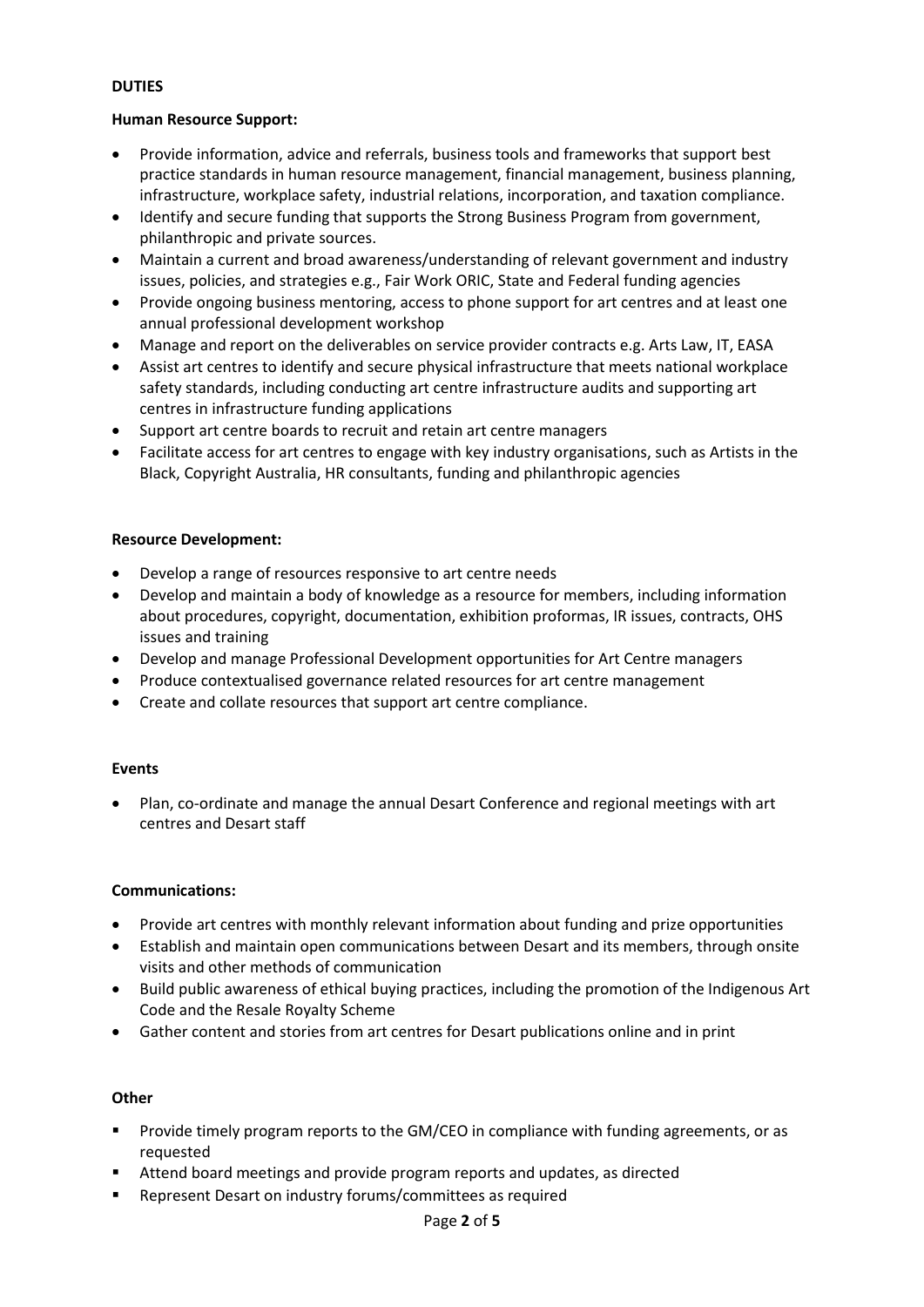**DUTIES**

**Human Resource Support:**

- Provide information, advice and referrals, business tools and frameworks that support best practice standards in human resource management, financial management, business planning, infrastructure, workplace safety, industrial relations, incorporation, and taxation compliance.
- Identify and secure funding that supports the Strong Business Program from government, philanthropic and private sources.
- Maintain a current and broad awareness/understanding of relevant government and industry issues, policies, and strategies e.g., Fair Work ORIC, State and Federal funding agencies
- Provide ongoing business mentoring, access to phone support for art centres and at least one annual professional development workshop
- Manage and report on the deliverables on service provider contracts e.g. Arts Law, IT, EASA
- Assist art centres to identify and secure physical infrastructure that meets national workplace safety standards, including conducting art centre infrastructure audits and supporting art centres in infrastructure funding applications
- Support art centre boards to recruit and retain art centre managers
- Facilitate access for art centres to engage with key industry organisations, such as Artists in the Black, Copyright Australia, HR consultants, funding and philanthropic agencies

**Resource Development:**

- Develop a range of resources responsive to art centre needs
- Develop and maintain a body of knowledge as a resource for members, including information about procedures, copyright, documentation, exhibition proformas, IR issues, contracts, OHS issues and training
- Develop and manage Professional Development opportunities for Art Centre managers
- Produce contextualised governance related resources for art centre management
- Create and collate resources that support art centre compliance.

**Events**

- Plan, co-ordinate and manage the annual Desart Conference and regional meetings with art centres and Desart staff

**Communications:**

- Provide art centres with monthly relevant information about funding and prize opportunities
- Establish and maintain open communications between Desart and its members, through onsite visits and other methods of communication
- Build public awareness of ethical buying practices, including the promotion of the Indigenous Art Code and the Resale Royalty Scheme
- Gather content and stories from art centres for Desart publications online and in print

**Other**

- Provide timely program reports to the GM/CEO in compliance with funding agreements, or as requested
- Attend board meetings and provide program reports and updates, as directed
- Represent Desart on industry forums/committees as required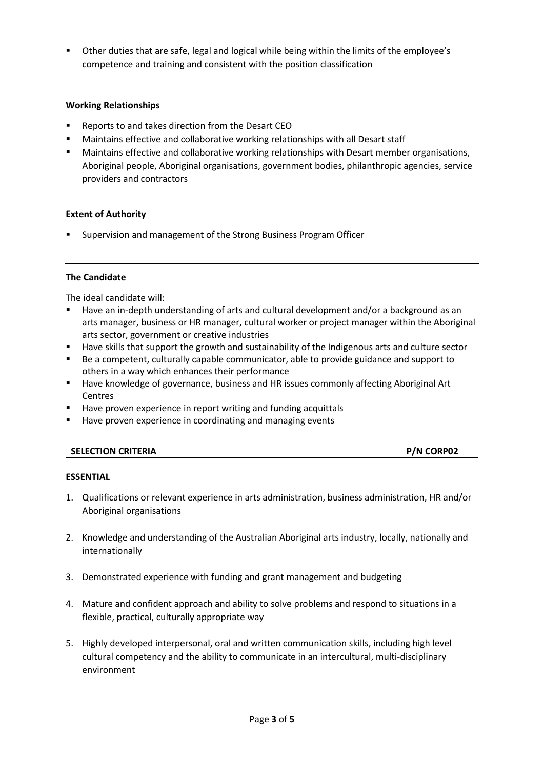- Other duties that are safe, legal and logical while being within the limits of the employee's competence and training and consistent with the position classification

**Working Relationships**

- Reports to and takes direction from the Desart CEO
- Maintains effective and collaborative working relationships with all Desart staff
- Maintains effective and collaborative working relationships with Desart member organisations, Aboriginal people, Aboriginal organisations, government bodies, philanthropic agencies, service providers and contractors

**Extent of Authority**

- Supervision and management of the Strong Business Program Officer

**The Candidate**

The ideal candidate will:

- Have an in-depth understanding of arts and cultural development and/or a background as an arts manager, business or HR manager, cultural worker or project manager within the Aboriginal arts sector, government or creative industries
- Have skills that support the growth and sustainability of the Indigenous arts and culture sector
- Be a competent, culturally capable communicator, able to provide guidance and support to others in a way which enhances their performance
- Have knowledge of governance, business and HR issues commonly affecting Aboriginal Art Centres
- Have proven experience in report writing and funding acquittals
- Have proven experience in coordinating and managing events

| **SELECTION CRITERIA** | **P/N CORP02** |
|---|---|

**ESSENTIAL**

1. Qualifications or relevant experience in arts administration, business administration, HR and/or Aboriginal organisations

2. Knowledge and understanding of the Australian Aboriginal arts industry, locally, nationally and internationally

3. Demonstrated experience with funding and grant management and budgeting

4. Mature and confident approach and ability to solve problems and respond to situations in a flexible, practical, culturally appropriate way

5. Highly developed interpersonal, oral and written communication skills, including high level cultural competency and the ability to communicate in an intercultural, multi-disciplinary environment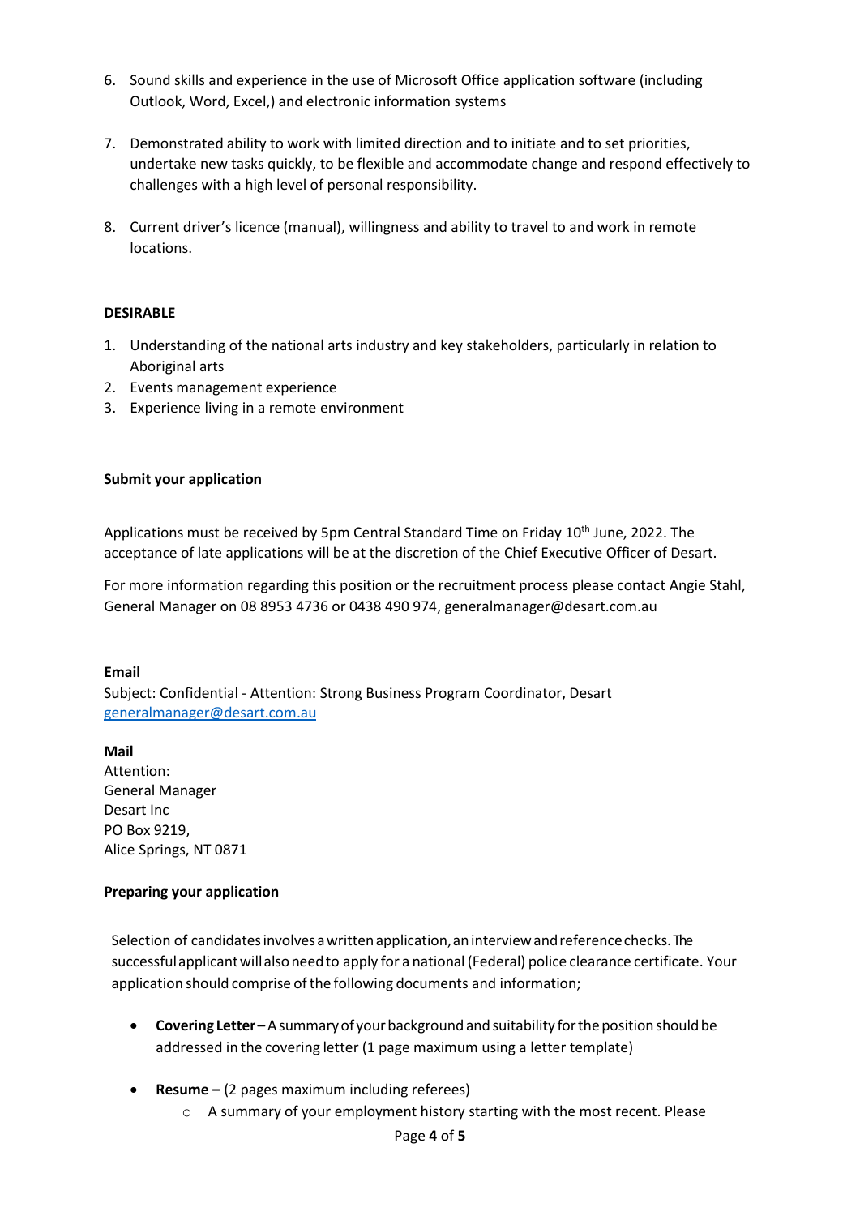6. Sound skills and experience in the use of Microsoft Office application software (including Outlook, Word, Excel,) and electronic information systems

7. Demonstrated ability to work with limited direction and to initiate and to set priorities, undertake new tasks quickly, to be flexible and accommodate change and respond effectively to challenges with a high level of personal responsibility.

8. Current driver's licence (manual), willingness and ability to travel to and work in remote locations.

**DESIRABLE**

1. Understanding of the national arts industry and key stakeholders, particularly in relation to Aboriginal arts
2. Events management experience
3. Experience living in a remote environment

**Submit your application**

Applications must be received by 5pm Central Standard Time on Friday 10th June, 2022. The acceptance of late applications will be at the discretion of the Chief Executive Officer of Desart.

For more information regarding this position or the recruitment process please contact Angie Stahl, General Manager on 08 8953 4736 or 0438 490 974, generalmanager@desart.com.au

**Email**
Subject: Confidential - Attention: Strong Business Program Coordinator, Desart
generalmanager@desart.com.au

**Mail**
Attention:
General Manager
Desart Inc
PO Box 9219,
Alice Springs, NT 0871

**Preparing your application**

Selection of candidates involves a written application, an interview and reference checks. The successful applicant will also need to apply for a national (Federal) police clearance certificate. Your application should comprise of the following documents and information;

- **Covering Letter** – A summary of your background and suitability for the position should be addressed in the covering letter (1 page maximum using a letter template)

- **Resume –** (2 pages maximum including referees)
  - A summary of your employment history starting with the most recent. Please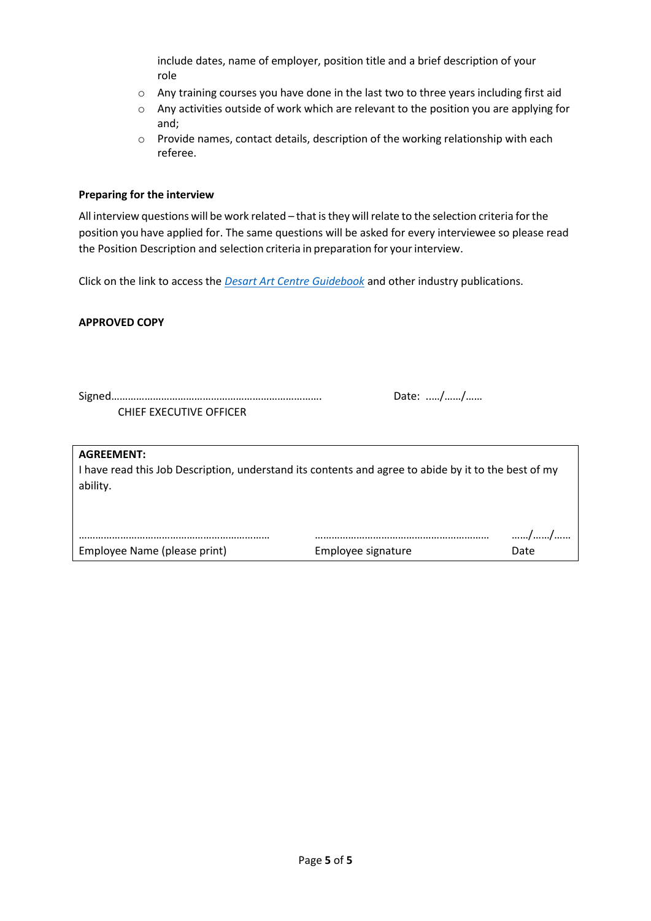include dates, name of employer, position title and a brief description of your role

- Any training courses you have done in the last two to three years including first aid
- Any activities outside of work which are relevant to the position you are applying for and;
- Provide names, contact details, description of the working relationship with each referee.

**Preparing for the interview**

All interview questions will be work related – that is they will relate to the selection criteria for the position you have applied for. The same questions will be asked for every interviewee so please read the Position Description and selection criteria in preparation for your interview.

Click on the link to access the *Desart Art Centre Guidebook* and other industry publications.

**APPROVED COPY**

Signed………………………………………………………………… Date: …../……/……

CHIEF EXECUTIVE OFFICER

| |
|---|
| **AGREEMENT:**<br>I have read this Job Description, understand its contents and agree to abide by it to the best of my ability.<br><br>………………………………………………………… ……………………………………………………… ……/……/……<br>Employee Name (please print) Employee signature Date |